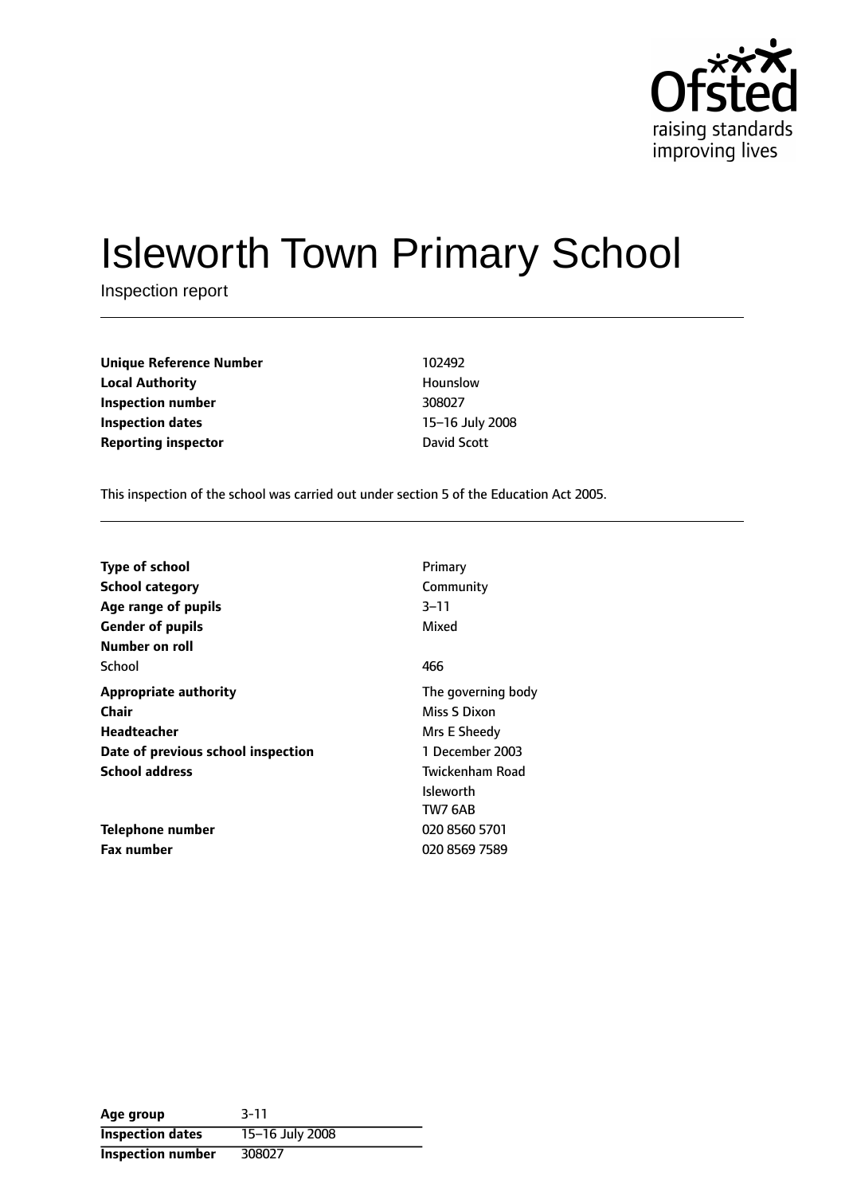# Isleworth Town Primary School

Inspection report

| | |
|---|---|
| **Unique Reference Number** | 102492 |
| **Local Authority** | Hounslow |
| **Inspection number** | 308027 |
| **Inspection dates** | 15–16 July 2008 |
| **Reporting inspector** | David Scott |

This inspection of the school was carried out under section 5 of the Education Act 2005.

| | |
|---|---|
| **Type of school** | Primary |
| **School category** | Community |
| **Age range of pupils** | 3–11 |
| **Gender of pupils** | Mixed |
| **Number on roll** | |
| School | 466 |
| **Appropriate authority** | The governing body |
| **Chair** | Miss S Dixon |
| **Headteacher** | Mrs E Sheedy |
| **Date of previous school inspection** | 1 December 2003 |
| **School address** | Twickenham Road<br>Isleworth<br>TW7 6AB |
| **Telephone number** | 020 8560 5701 |
| **Fax number** | 020 8569 7589 |

| | |
|---|---|
| **Age group** | 3-11 |
| **Inspection dates** | 15–16 July 2008 |
| **Inspection number** | 308027 |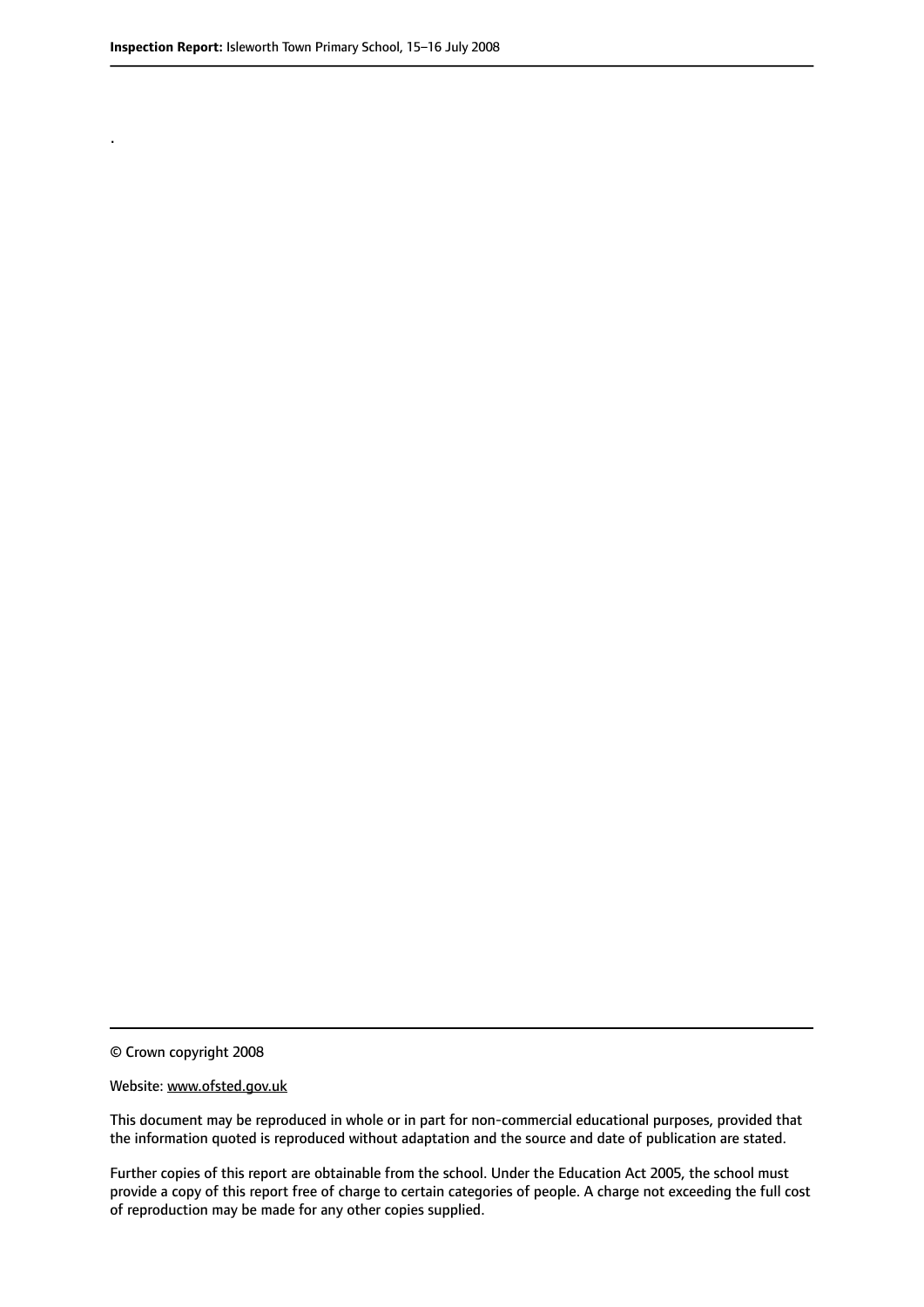.

© Crown copyright 2008

Website: www.ofsted.gov.uk

This document may be reproduced in whole or in part for non-commercial educational purposes, provided that the information quoted is reproduced without adaptation and the source and date of publication are stated.

Further copies of this report are obtainable from the school. Under the Education Act 2005, the school must provide a copy of this report free of charge to certain categories of people. A charge not exceeding the full cost of reproduction may be made for any other copies supplied.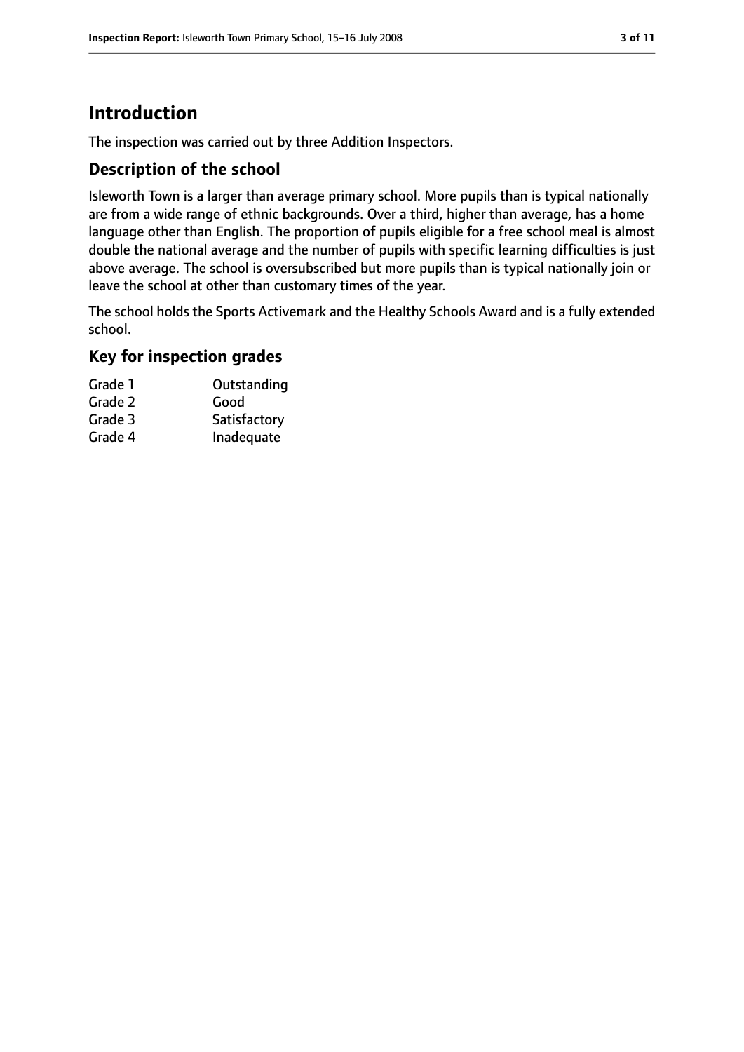# Introduction

The inspection was carried out by three Addition Inspectors.

## Description of the school

Isleworth Town is a larger than average primary school. More pupils than is typical nationally are from a wide range of ethnic backgrounds. Over a third, higher than average, has a home language other than English. The proportion of pupils eligible for a free school meal is almost double the national average and the number of pupils with specific learning difficulties is just above average. The school is oversubscribed but more pupils than is typical nationally join or leave the school at other than customary times of the year.

The school holds the Sports Activemark and the Healthy Schools Award and is a fully extended school.

## Key for inspection grades

| | |
|---|---|
| Grade 1 | Outstanding |
| Grade 2 | Good |
| Grade 3 | Satisfactory |
| Grade 4 | Inadequate |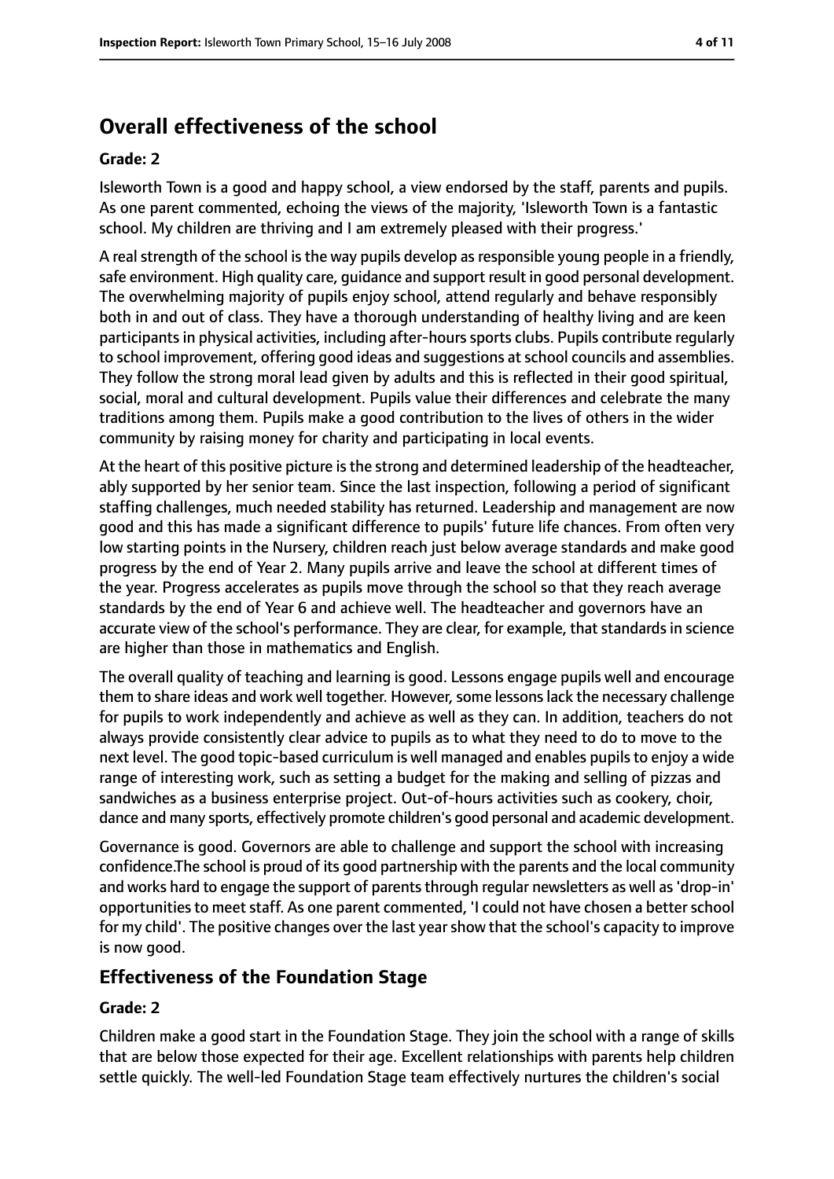## Overall effectiveness of the school

### Grade: 2

Isleworth Town is a good and happy school, a view endorsed by the staff, parents and pupils. As one parent commented, echoing the views of the majority, 'Isleworth Town is a fantastic school. My children are thriving and I am extremely pleased with their progress.'

A real strength of the school is the way pupils develop as responsible young people in a friendly, safe environment. High quality care, guidance and support result in good personal development. The overwhelming majority of pupils enjoy school, attend regularly and behave responsibly both in and out of class. They have a thorough understanding of healthy living and are keen participants in physical activities, including after-hours sports clubs. Pupils contribute regularly to school improvement, offering good ideas and suggestions at school councils and assemblies. They follow the strong moral lead given by adults and this is reflected in their good spiritual, social, moral and cultural development. Pupils value their differences and celebrate the many traditions among them. Pupils make a good contribution to the lives of others in the wider community by raising money for charity and participating in local events.

At the heart of this positive picture is the strong and determined leadership of the headteacher, ably supported by her senior team. Since the last inspection, following a period of significant staffing challenges, much needed stability has returned. Leadership and management are now good and this has made a significant difference to pupils' future life chances. From often very low starting points in the Nursery, children reach just below average standards and make good progress by the end of Year 2. Many pupils arrive and leave the school at different times of the year. Progress accelerates as pupils move through the school so that they reach average standards by the end of Year 6 and achieve well. The headteacher and governors have an accurate view of the school's performance. They are clear, for example, that standards in science are higher than those in mathematics and English.

The overall quality of teaching and learning is good. Lessons engage pupils well and encourage them to share ideas and work well together. However, some lessons lack the necessary challenge for pupils to work independently and achieve as well as they can. In addition, teachers do not always provide consistently clear advice to pupils as to what they need to do to move to the next level. The good topic-based curriculum is well managed and enables pupils to enjoy a wide range of interesting work, such as setting a budget for the making and selling of pizzas and sandwiches as a business enterprise project. Out-of-hours activities such as cookery, choir, dance and many sports, effectively promote children's good personal and academic development.

Governance is good. Governors are able to challenge and support the school with increasing confidence.The school is proud of its good partnership with the parents and the local community and works hard to engage the support of parents through regular newsletters as well as 'drop-in' opportunities to meet staff. As one parent commented, 'I could not have chosen a better school for my child'. The positive changes over the last year show that the school's capacity to improve is now good.

## Effectiveness of the Foundation Stage

### Grade: 2

Children make a good start in the Foundation Stage. They join the school with a range of skills that are below those expected for their age. Excellent relationships with parents help children settle quickly. The well-led Foundation Stage team effectively nurtures the children's social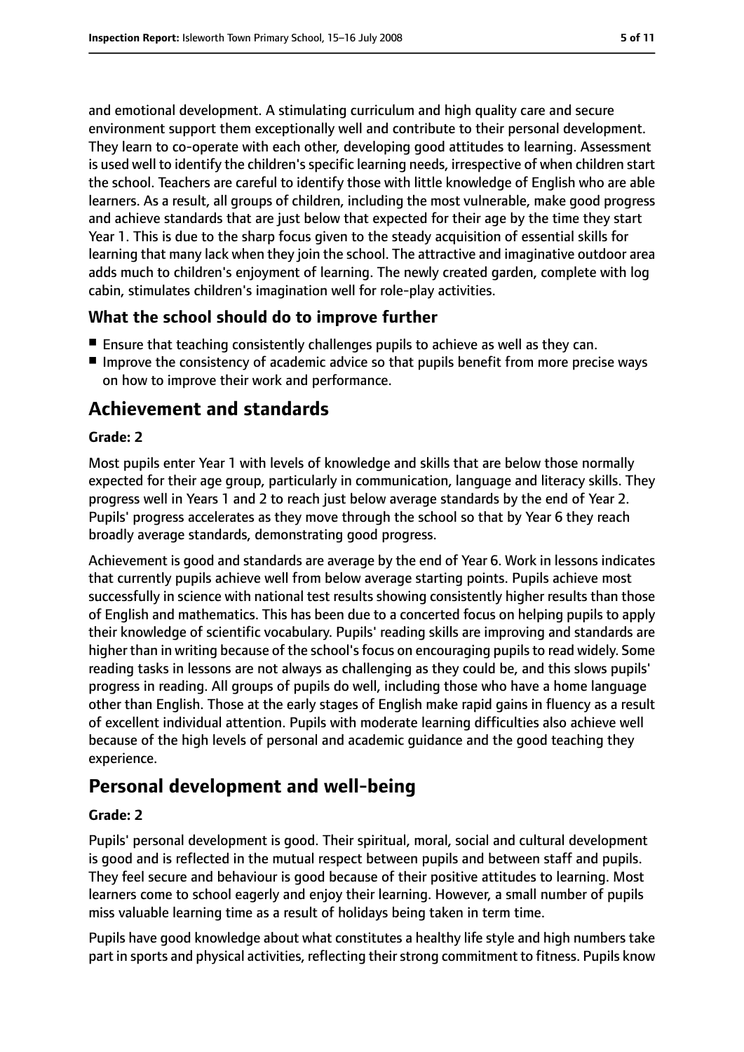and emotional development. A stimulating curriculum and high quality care and secure environment support them exceptionally well and contribute to their personal development. They learn to co-operate with each other, developing good attitudes to learning. Assessment is used well to identify the children's specific learning needs, irrespective of when children start the school. Teachers are careful to identify those with little knowledge of English who are able learners. As a result, all groups of children, including the most vulnerable, make good progress and achieve standards that are just below that expected for their age by the time they start Year 1. This is due to the sharp focus given to the steady acquisition of essential skills for learning that many lack when they join the school. The attractive and imaginative outdoor area adds much to children's enjoyment of learning. The newly created garden, complete with log cabin, stimulates children's imagination well for role-play activities.

### What the school should do to improve further

- Ensure that teaching consistently challenges pupils to achieve as well as they can.
- Improve the consistency of academic advice so that pupils benefit from more precise ways on how to improve their work and performance.

## Achievement and standards

#### Grade: 2

Most pupils enter Year 1 with levels of knowledge and skills that are below those normally expected for their age group, particularly in communication, language and literacy skills. They progress well in Years 1 and 2 to reach just below average standards by the end of Year 2. Pupils' progress accelerates as they move through the school so that by Year 6 they reach broadly average standards, demonstrating good progress.

Achievement is good and standards are average by the end of Year 6. Work in lessons indicates that currently pupils achieve well from below average starting points. Pupils achieve most successfully in science with national test results showing consistently higher results than those of English and mathematics. This has been due to a concerted focus on helping pupils to apply their knowledge of scientific vocabulary. Pupils' reading skills are improving and standards are higher than in writing because of the school's focus on encouraging pupils to read widely. Some reading tasks in lessons are not always as challenging as they could be, and this slows pupils' progress in reading. All groups of pupils do well, including those who have a home language other than English. Those at the early stages of English make rapid gains in fluency as a result of excellent individual attention. Pupils with moderate learning difficulties also achieve well because of the high levels of personal and academic guidance and the good teaching they experience.

## Personal development and well-being

#### Grade: 2

Pupils' personal development is good. Their spiritual, moral, social and cultural development is good and is reflected in the mutual respect between pupils and between staff and pupils. They feel secure and behaviour is good because of their positive attitudes to learning. Most learners come to school eagerly and enjoy their learning. However, a small number of pupils miss valuable learning time as a result of holidays being taken in term time.

Pupils have good knowledge about what constitutes a healthy life style and high numbers take part in sports and physical activities, reflecting their strong commitment to fitness. Pupils know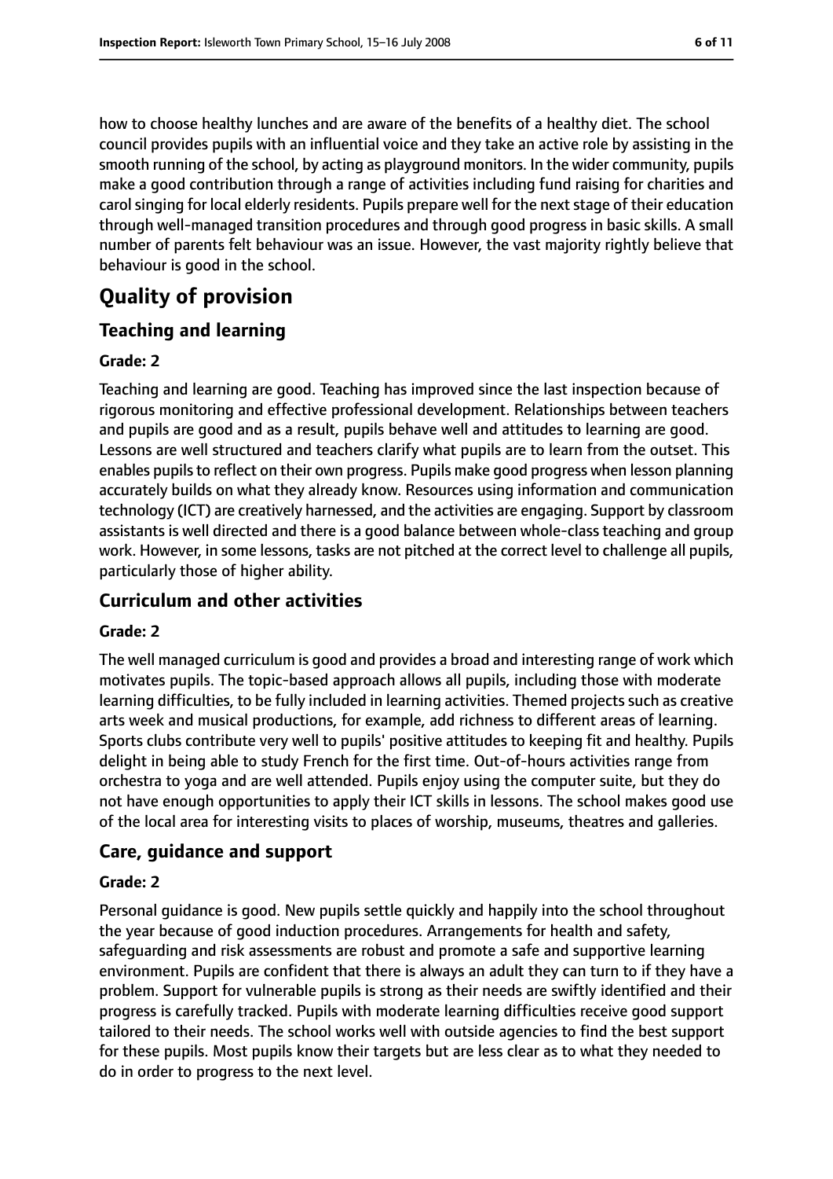how to choose healthy lunches and are aware of the benefits of a healthy diet. The school council provides pupils with an influential voice and they take an active role by assisting in the smooth running of the school, by acting as playground monitors. In the wider community, pupils make a good contribution through a range of activities including fund raising for charities and carol singing for local elderly residents. Pupils prepare well for the next stage of their education through well-managed transition procedures and through good progress in basic skills. A small number of parents felt behaviour was an issue. However, the vast majority rightly believe that behaviour is good in the school.

# Quality of provision

## Teaching and learning

### Grade: 2

Teaching and learning are good. Teaching has improved since the last inspection because of rigorous monitoring and effective professional development. Relationships between teachers and pupils are good and as a result, pupils behave well and attitudes to learning are good. Lessons are well structured and teachers clarify what pupils are to learn from the outset. This enables pupils to reflect on their own progress. Pupils make good progress when lesson planning accurately builds on what they already know. Resources using information and communication technology (ICT) are creatively harnessed, and the activities are engaging. Support by classroom assistants is well directed and there is a good balance between whole-class teaching and group work. However, in some lessons, tasks are not pitched at the correct level to challenge all pupils, particularly those of higher ability.

## Curriculum and other activities

### Grade: 2

The well managed curriculum is good and provides a broad and interesting range of work which motivates pupils. The topic-based approach allows all pupils, including those with moderate learning difficulties, to be fully included in learning activities. Themed projects such as creative arts week and musical productions, for example, add richness to different areas of learning. Sports clubs contribute very well to pupils' positive attitudes to keeping fit and healthy. Pupils delight in being able to study French for the first time. Out-of-hours activities range from orchestra to yoga and are well attended. Pupils enjoy using the computer suite, but they do not have enough opportunities to apply their ICT skills in lessons. The school makes good use of the local area for interesting visits to places of worship, museums, theatres and galleries.

## Care, guidance and support

### Grade: 2

Personal guidance is good. New pupils settle quickly and happily into the school throughout the year because of good induction procedures. Arrangements for health and safety, safeguarding and risk assessments are robust and promote a safe and supportive learning environment. Pupils are confident that there is always an adult they can turn to if they have a problem. Support for vulnerable pupils is strong as their needs are swiftly identified and their progress is carefully tracked. Pupils with moderate learning difficulties receive good support tailored to their needs. The school works well with outside agencies to find the best support for these pupils. Most pupils know their targets but are less clear as to what they needed to do in order to progress to the next level.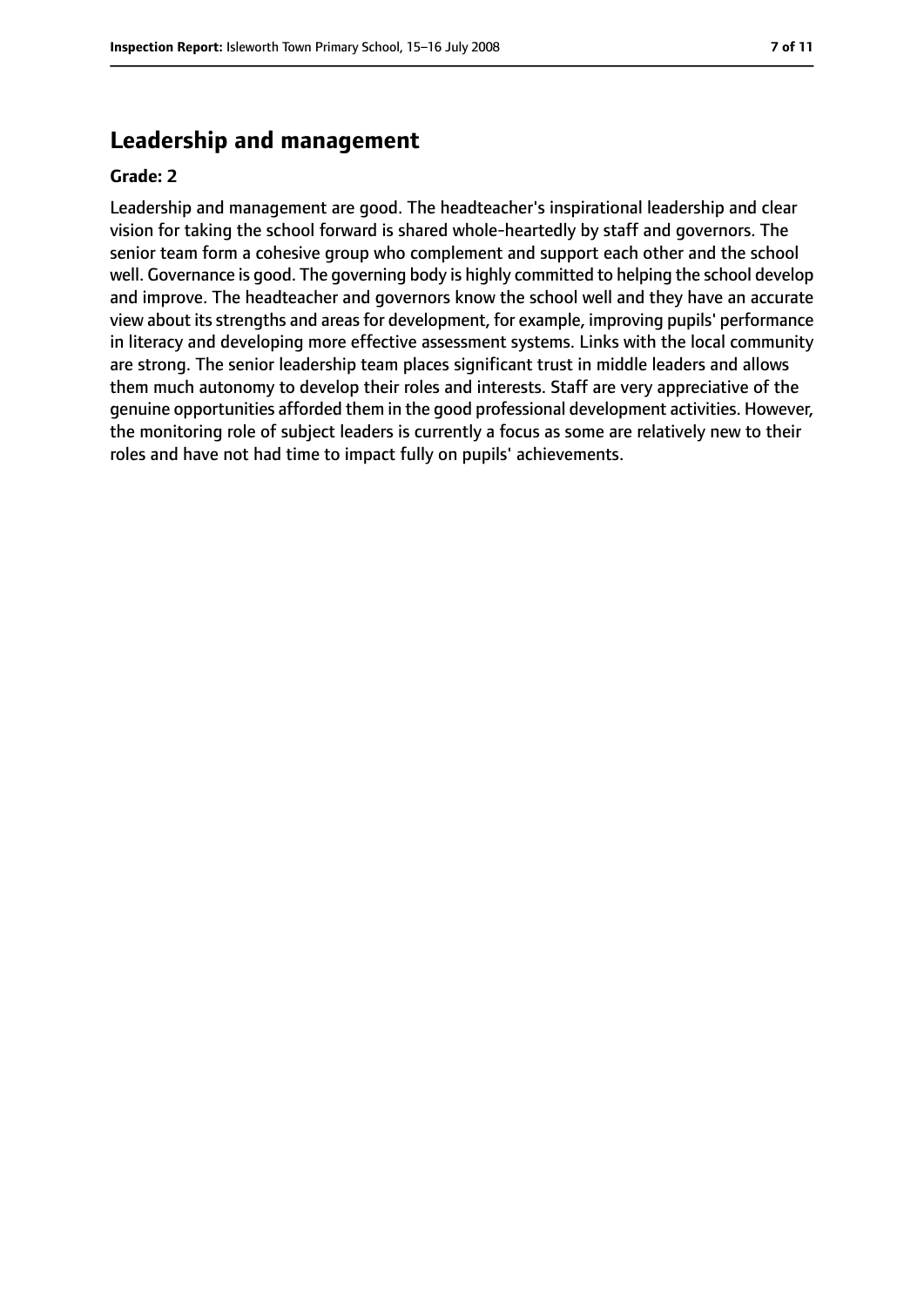## Leadership and management

**Grade: 2**

Leadership and management are good. The headteacher's inspirational leadership and clear vision for taking the school forward is shared whole-heartedly by staff and governors. The senior team form a cohesive group who complement and support each other and the school well. Governance is good. The governing body is highly committed to helping the school develop and improve. The headteacher and governors know the school well and they have an accurate view about its strengths and areas for development, for example, improving pupils' performance in literacy and developing more effective assessment systems. Links with the local community are strong. The senior leadership team places significant trust in middle leaders and allows them much autonomy to develop their roles and interests. Staff are very appreciative of the genuine opportunities afforded them in the good professional development activities. However, the monitoring role of subject leaders is currently a focus as some are relatively new to their roles and have not had time to impact fully on pupils' achievements.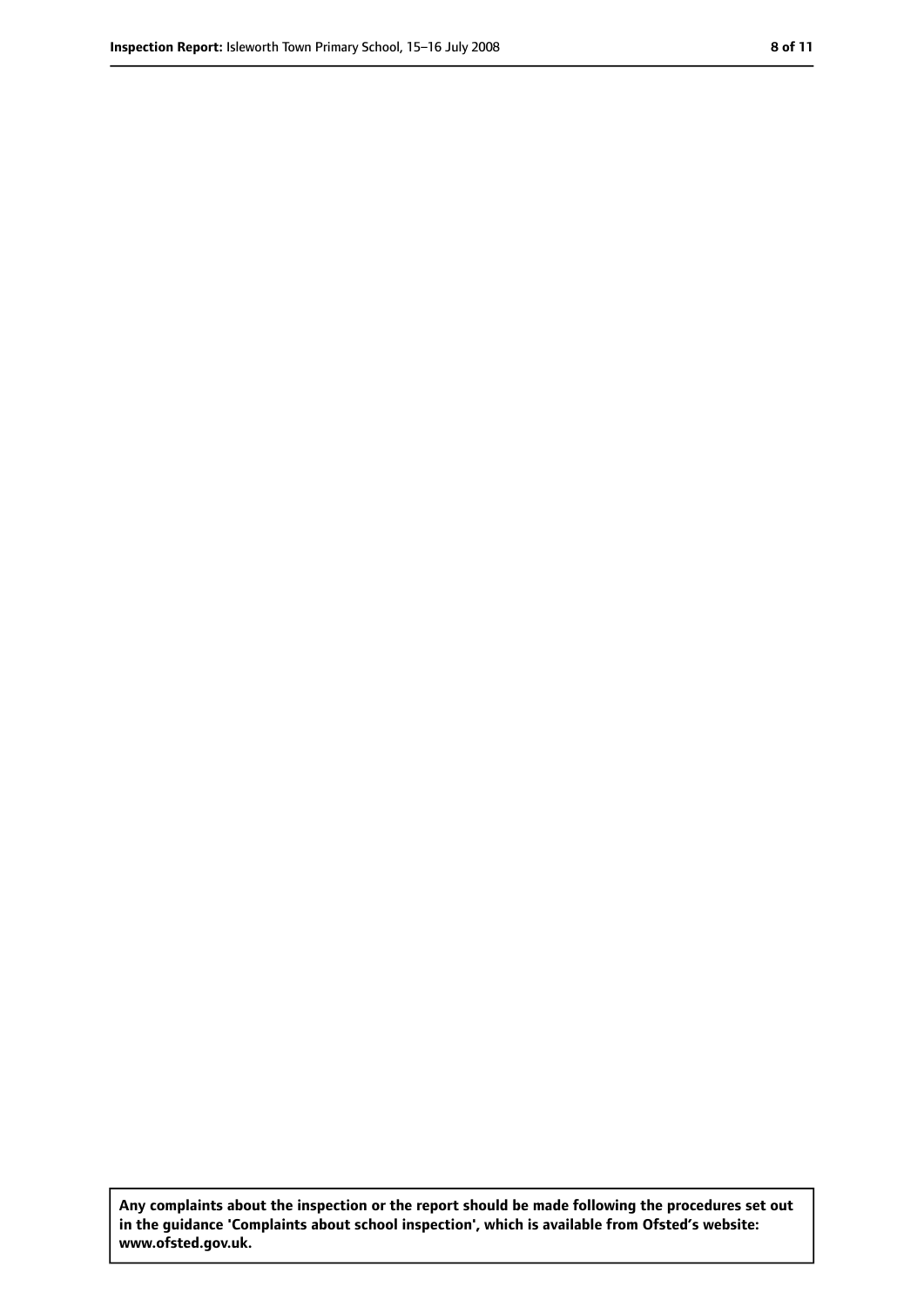**Any complaints about the inspection or the report should be made following the procedures set out in the guidance 'Complaints about school inspection', which is available from Ofsted's website: www.ofsted.gov.uk.**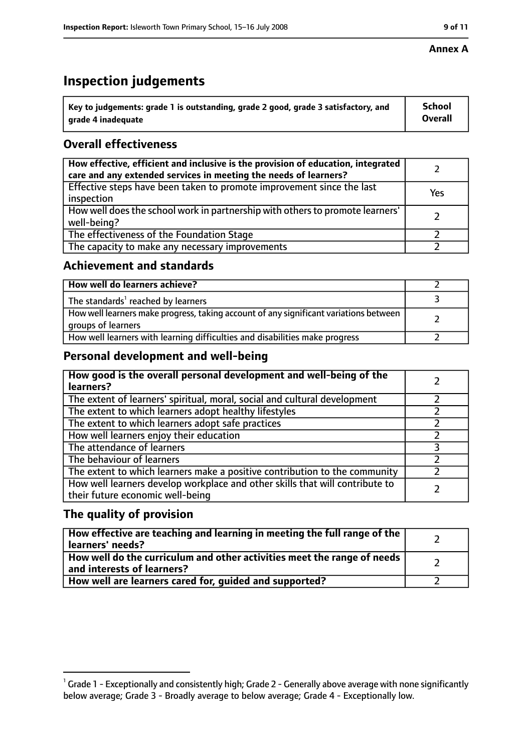**Annex A**

# Inspection judgements

| Key to judgements: grade 1 is outstanding, grade 2 good, grade 3 satisfactory, and grade 4 inadequate | School Overall |
| --- | --- |

## Overall effectiveness

| | |
| --- | --- |
| How effective, efficient and inclusive is the provision of education, integrated care and any extended services in meeting the needs of learners? | 2 |
| Effective steps have been taken to promote improvement since the last inspection | Yes |
| How well does the school work in partnership with others to promote learners' well-being? | 2 |
| The effectiveness of the Foundation Stage | 2 |
| The capacity to make any necessary improvements | 2 |

## Achievement and standards

| | |
| --- | --- |
| How well do learners achieve? | 2 |
| The standards[1] reached by learners | 3 |
| How well learners make progress, taking account of any significant variations between groups of learners | 2 |
| How well learners with learning difficulties and disabilities make progress | 2 |

## Personal development and well-being

| | |
| --- | --- |
| How good is the overall personal development and well-being of the learners? | 2 |
| The extent of learners' spiritual, moral, social and cultural development | 2 |
| The extent to which learners adopt healthy lifestyles | 2 |
| The extent to which learners adopt safe practices | 2 |
| How well learners enjoy their education | 2 |
| The attendance of learners | 3 |
| The behaviour of learners | 2 |
| The extent to which learners make a positive contribution to the community | 2 |
| How well learners develop workplace and other skills that will contribute to their future economic well-being | 2 |

## The quality of provision

| | |
| --- | --- |
| How effective are teaching and learning in meeting the full range of the learners' needs? | 2 |
| How well do the curriculum and other activities meet the range of needs and interests of learners? | 2 |
| How well are learners cared for, guided and supported? | 2 |

[1] Grade 1 - Exceptionally and consistently high; Grade 2 - Generally above average with none significantly below average; Grade 3 - Broadly average to below average; Grade 4 - Exceptionally low.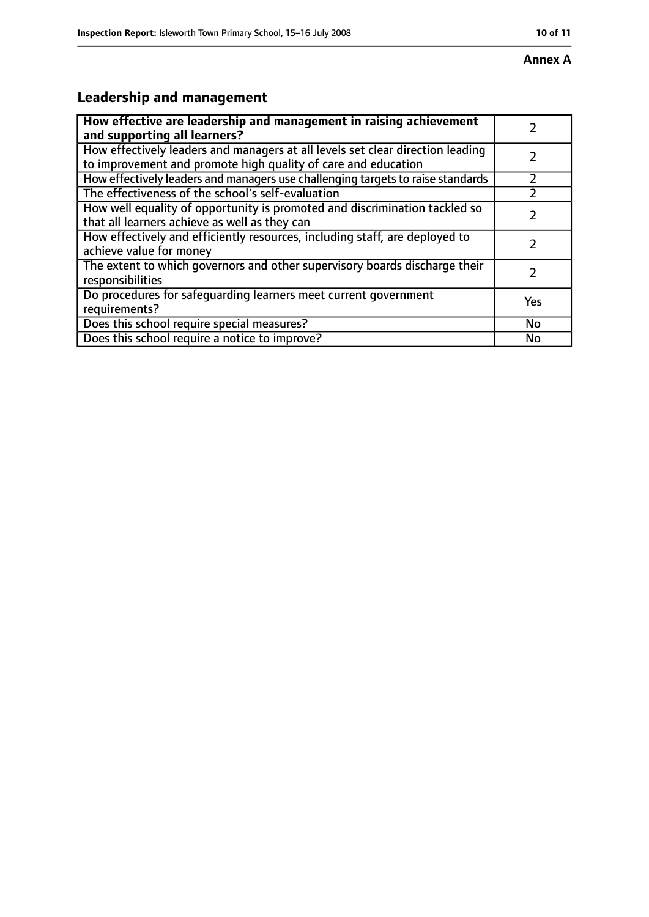**Annex A**

## Leadership and management

| How effective are leadership and management in raising achievement and supporting all learners? | 2 |
|---|---|
| How effectively leaders and managers at all levels set clear direction leading to improvement and promote high quality of care and education | 2 |
| How effectively leaders and managers use challenging targets to raise standards | 2 |
| The effectiveness of the school's self-evaluation | 2 |
| How well equality of opportunity is promoted and discrimination tackled so that all learners achieve as well as they can | 2 |
| How effectively and efficiently resources, including staff, are deployed to achieve value for money | 2 |
| The extent to which governors and other supervisory boards discharge their responsibilities | 2 |
| Do procedures for safeguarding learners meet current government requirements? | Yes |
| Does this school require special measures? | No |
| Does this school require a notice to improve? | No |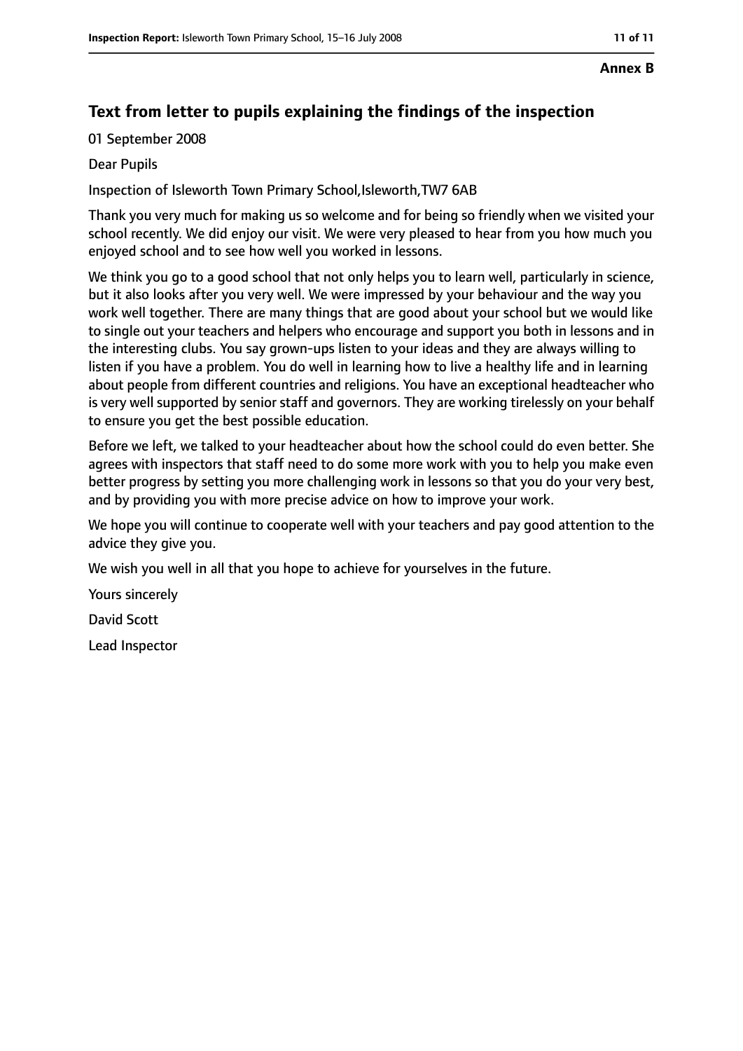**Annex B**

## Text from letter to pupils explaining the findings of the inspection

01 September 2008

Dear Pupils

Inspection of Isleworth Town Primary School,Isleworth,TW7 6AB

Thank you very much for making us so welcome and for being so friendly when we visited your school recently. We did enjoy our visit. We were very pleased to hear from you how much you enjoyed school and to see how well you worked in lessons.

We think you go to a good school that not only helps you to learn well, particularly in science, but it also looks after you very well. We were impressed by your behaviour and the way you work well together. There are many things that are good about your school but we would like to single out your teachers and helpers who encourage and support you both in lessons and in the interesting clubs. You say grown-ups listen to your ideas and they are always willing to listen if you have a problem. You do well in learning how to live a healthy life and in learning about people from different countries and religions. You have an exceptional headteacher who is very well supported by senior staff and governors. They are working tirelessly on your behalf to ensure you get the best possible education.

Before we left, we talked to your headteacher about how the school could do even better. She agrees with inspectors that staff need to do some more work with you to help you make even better progress by setting you more challenging work in lessons so that you do your very best, and by providing you with more precise advice on how to improve your work.

We hope you will continue to cooperate well with your teachers and pay good attention to the advice they give you.

We wish you well in all that you hope to achieve for yourselves in the future.

Yours sincerely

David Scott

Lead Inspector